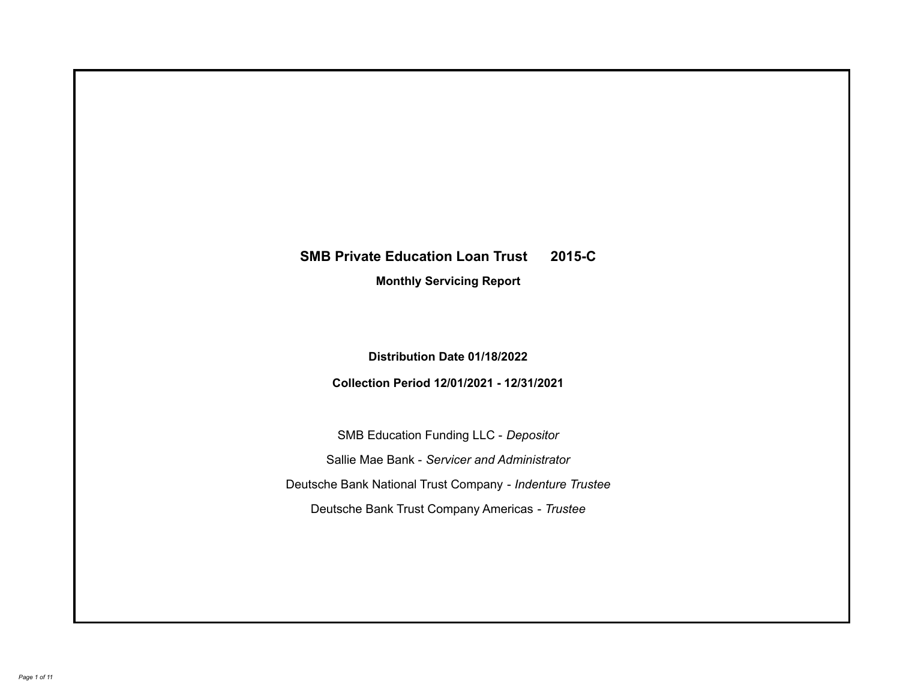# SMB Private Education Loan Trust 2015-C

## Monthly Servicing Report

**Distribution Date 01/18/2022**

**Collection Period 12/01/2021 - 12/31/2021**

SMB Education Funding LLC - *Depositor*

Sallie Mae Bank - *Servicer and Administrator*

Deutsche Bank National Trust Company - *Indenture Trustee*

Deutsche Bank Trust Company Americas - *Trustee*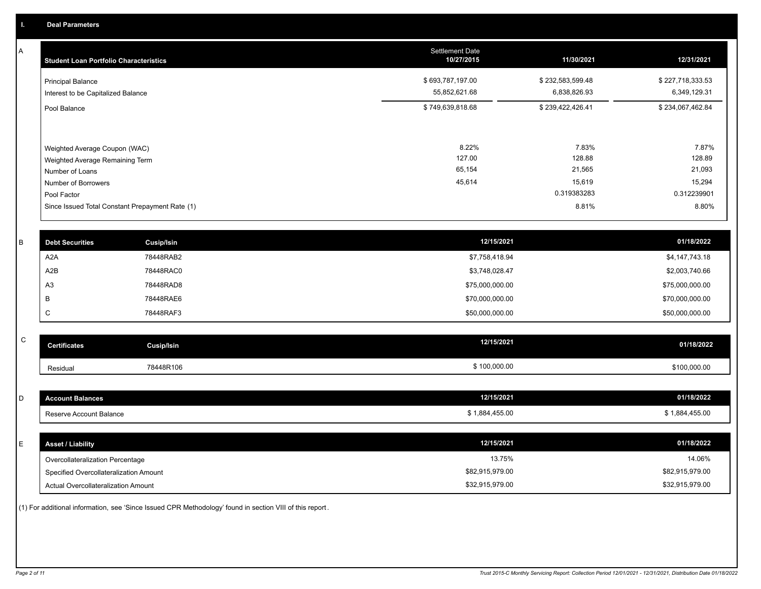# I. Deal Parameters

## A

| Student Loan Portfolio Characteristics | Settlement Date 10/27/2015 | 11/30/2021 | 12/31/2021 |
|---|---|---|---|
| Principal Balance | $ 693,787,197.00 | $ 232,583,599.48 | $ 227,718,333.53 |
| Interest to be Capitalized Balance | 55,852,621.68 | 6,838,826.93 | 6,349,129.31 |
| Pool Balance | $ 749,639,818.68 | $ 239,422,426.41 | $ 234,067,462.84 |
| Weighted Average Coupon (WAC) | 8.22% | 7.83% | 7.87% |
| Weighted Average Remaining Term | 127.00 | 128.88 | 128.89 |
| Number of Loans | 65,154 | 21,565 | 21,093 |
| Number of Borrowers | 45,614 | 15,619 | 15,294 |
| Pool Factor | | 0.319383283 | 0.312239901 |
| Since Issued Total Constant Prepayment Rate (1) | | 8.81% | 8.80% |

## B

| Debt Securities | Cusip/Isin | 12/15/2021 | 01/18/2022 |
|---|---|---|---|
| A2A | 78448RAB2 | $7,758,418.94 | $4,147,743.18 |
| A2B | 78448RAC0 | $3,748,028.47 | $2,003,740.66 |
| A3 | 78448RAD8 | $75,000,000.00 | $75,000,000.00 |
| B | 78448RAE6 | $70,000,000.00 | $70,000,000.00 |
| C | 78448RAF3 | $50,000,000.00 | $50,000,000.00 |

## C

| Certificates | Cusip/Isin | 12/15/2021 | 01/18/2022 |
|---|---|---|---|
| Residual | 78448R106 | $ 100,000.00 | $100,000.00 |

## D

| Account Balances | 12/15/2021 | 01/18/2022 |
|---|---|---|
| Reserve Account Balance | $ 1,884,455.00 | $ 1,884,455.00 |

## E

| Asset / Liability | 12/15/2021 | 01/18/2022 |
|---|---|---|
| Overcollateralization Percentage | 13.75% | 14.06% |
| Specified Overcollateralization Amount | $82,915,979.00 | $82,915,979.00 |
| Actual Overcollateralization Amount | $32,915,979.00 | $32,915,979.00 |

(1) For additional information, see 'Since Issued CPR Methodology' found in section VIII of this report.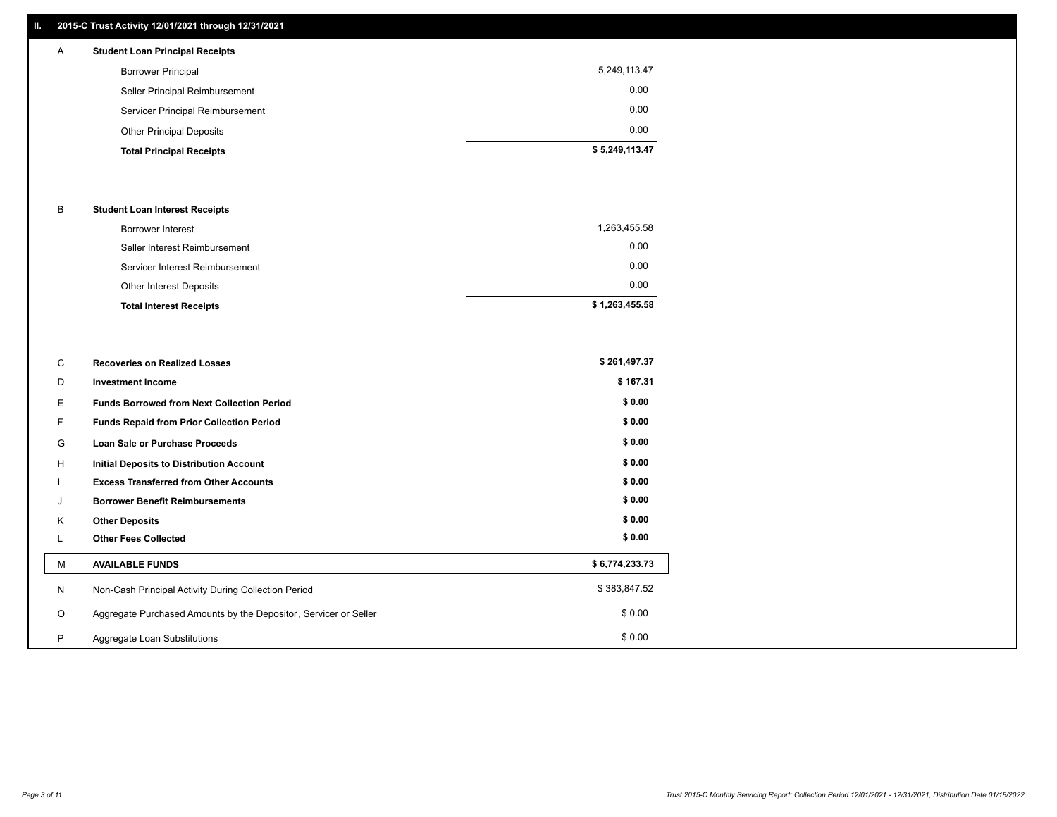## II. 2015-C Trust Activity 12/01/2021 through 12/31/2021

| | | |
|---|---|---|
| A | **Student Loan Principal Receipts** | |
| | Borrower Principal | 5,249,113.47 |
| | Seller Principal Reimbursement | 0.00 |
| | Servicer Principal Reimbursement | 0.00 |
| | Other Principal Deposits | 0.00 |
| | **Total Principal Receipts** | **$ 5,249,113.47** |
| B | **Student Loan Interest Receipts** | |
| | Borrower Interest | 1,263,455.58 |
| | Seller Interest Reimbursement | 0.00 |
| | Servicer Interest Reimbursement | 0.00 |
| | Other Interest Deposits | 0.00 |
| | **Total Interest Receipts** | **$ 1,263,455.58** |
| C | **Recoveries on Realized Losses** | **$ 261,497.37** |
| D | **Investment Income** | **$ 167.31** |
| E | **Funds Borrowed from Next Collection Period** | **$ 0.00** |
| F | **Funds Repaid from Prior Collection Period** | **$ 0.00** |
| G | **Loan Sale or Purchase Proceeds** | **$ 0.00** |
| H | **Initial Deposits to Distribution Account** | **$ 0.00** |
| I | **Excess Transferred from Other Accounts** | **$ 0.00** |
| J | **Borrower Benefit Reimbursements** | **$ 0.00** |
| K | **Other Deposits** | **$ 0.00** |
| L | **Other Fees Collected** | **$ 0.00** |
| M | **AVAILABLE FUNDS** | **$ 6,774,233.73** |
| N | Non-Cash Principal Activity During Collection Period | $ 383,847.52 |
| O | Aggregate Purchased Amounts by the Depositor, Servicer or Seller | $ 0.00 |
| P | Aggregate Loan Substitutions | $ 0.00 |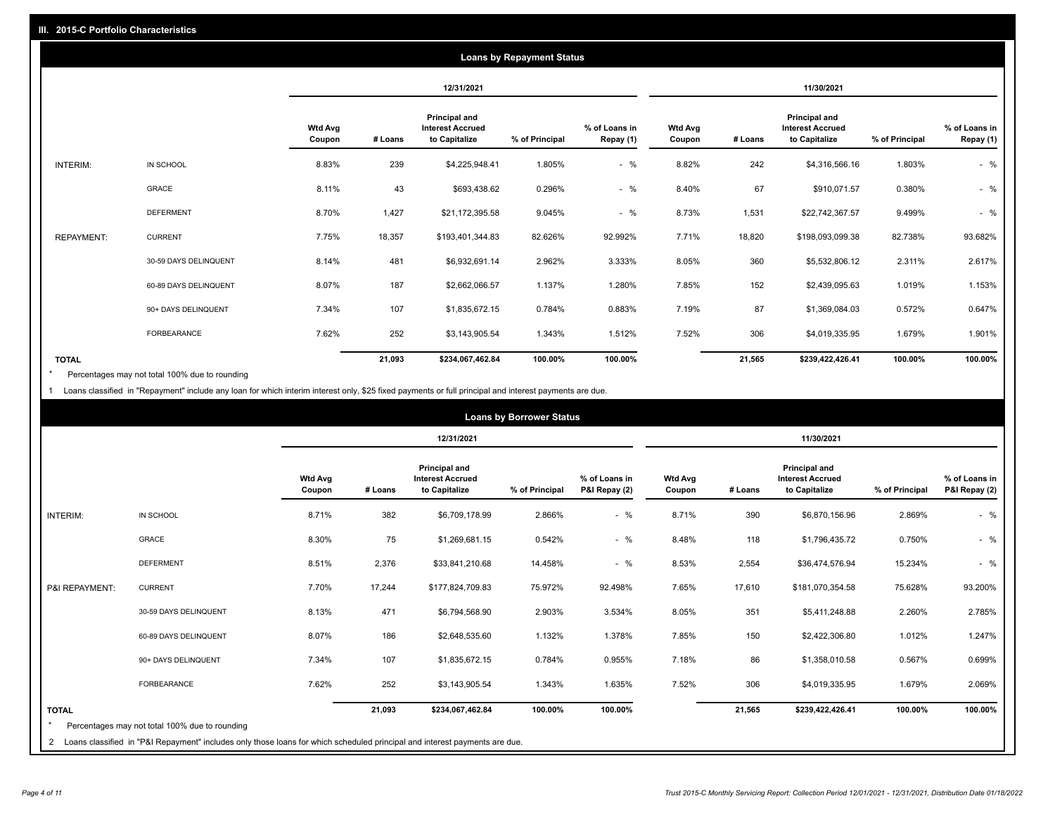## III. 2015-C Portfolio Characteristics

### Loans by Repayment Status

| | | 12/31/2021 | | | | | 11/30/2021 | | | | |
|---|---|---|---|---|---|---|---|---|---|---|---|
| | | Wtd Avg Coupon | # Loans | Principal and Interest Accrued to Capitalize | % of Principal | % of Loans in Repay (1) | Wtd Avg Coupon | # Loans | Principal and Interest Accrued to Capitalize | % of Principal | % of Loans in Repay (1) |
| INTERIM: | IN SCHOOL | 8.83% | 239 | $4,225,948.41 | 1.805% | - % | 8.82% | 242 | $4,316,566.16 | 1.803% | - % |
| | GRACE | 8.11% | 43 | $693,438.62 | 0.296% | - % | 8.40% | 67 | $910,071.57 | 0.380% | - % |
| | DEFERMENT | 8.70% | 1,427 | $21,172,395.58 | 9.045% | - % | 8.73% | 1,531 | $22,742,367.57 | 9.499% | - % |
| REPAYMENT: | CURRENT | 7.75% | 18,357 | $193,401,344.83 | 82.626% | 92.992% | 7.71% | 18,820 | $198,093,099.38 | 82.738% | 93.682% |
| | 30-59 DAYS DELINQUENT | 8.14% | 481 | $6,932,691.14 | 2.962% | 3.333% | 8.05% | 360 | $5,532,806.12 | 2.311% | 2.617% |
| | 60-89 DAYS DELINQUENT | 8.07% | 187 | $2,662,066.57 | 1.137% | 1.280% | 7.85% | 152 | $2,439,095.63 | 1.019% | 1.153% |
| | 90+ DAYS DELINQUENT | 7.34% | 107 | $1,835,672.15 | 0.784% | 0.883% | 7.19% | 87 | $1,369,084.03 | 0.572% | 0.647% |
| | FORBEARANCE | 7.62% | 252 | $3,143,905.54 | 1.343% | 1.512% | 7.52% | 306 | $4,019,335.95 | 1.679% | 1.901% |
| **TOTAL** | | | **21,093** | **$234,067,462.84** | **100.00%** | **100.00%** | | **21,565** | **$239,422,426.41** | **100.00%** | **100.00%** |

\* Percentages may not total 100% due to rounding

1 Loans classified in "Repayment" include any loan for which interim interest only, $25 fixed payments or full principal and interest payments are due.

### Loans by Borrower Status

| | | 12/31/2021 | | | | | 11/30/2021 | | | | |
|---|---|---|---|---|---|---|---|---|---|---|---|
| | | Wtd Avg Coupon | # Loans | Principal and Interest Accrued to Capitalize | % of Principal | % of Loans in P&I Repay (2) | Wtd Avg Coupon | # Loans | Principal and Interest Accrued to Capitalize | % of Principal | % of Loans in P&I Repay (2) |
| INTERIM: | IN SCHOOL | 8.71% | 382 | $6,709,178.99 | 2.866% | - % | 8.71% | 390 | $6,870,156.96 | 2.869% | - % |
| | GRACE | 8.30% | 75 | $1,269,681.15 | 0.542% | - % | 8.48% | 118 | $1,796,435.72 | 0.750% | - % |
| | DEFERMENT | 8.51% | 2,376 | $33,841,210.68 | 14.458% | - % | 8.53% | 2,554 | $36,474,576.94 | 15.234% | - % |
| P&I REPAYMENT: | CURRENT | 7.70% | 17,244 | $177,824,709.83 | 75.972% | 92.498% | 7.65% | 17,610 | $181,070,354.58 | 75.628% | 93.200% |
| | 30-59 DAYS DELINQUENT | 8.13% | 471 | $6,794,568.90 | 2.903% | 3.534% | 8.05% | 351 | $5,411,248.88 | 2.260% | 2.785% |
| | 60-89 DAYS DELINQUENT | 8.07% | 186 | $2,648,535.60 | 1.132% | 1.378% | 7.85% | 150 | $2,422,306.80 | 1.012% | 1.247% |
| | 90+ DAYS DELINQUENT | 7.34% | 107 | $1,835,672.15 | 0.784% | 0.955% | 7.18% | 86 | $1,358,010.58 | 0.567% | 0.699% |
| | FORBEARANCE | 7.62% | 252 | $3,143,905.54 | 1.343% | 1.635% | 7.52% | 306 | $4,019,335.95 | 1.679% | 2.069% |
| **TOTAL** | | | **21,093** | **$234,067,462.84** | **100.00%** | **100.00%** | | **21,565** | **$239,422,426.41** | **100.00%** | **100.00%** |

\* Percentages may not total 100% due to rounding

2 Loans classified in "P&I Repayment" includes only those loans for which scheduled principal and interest payments are due.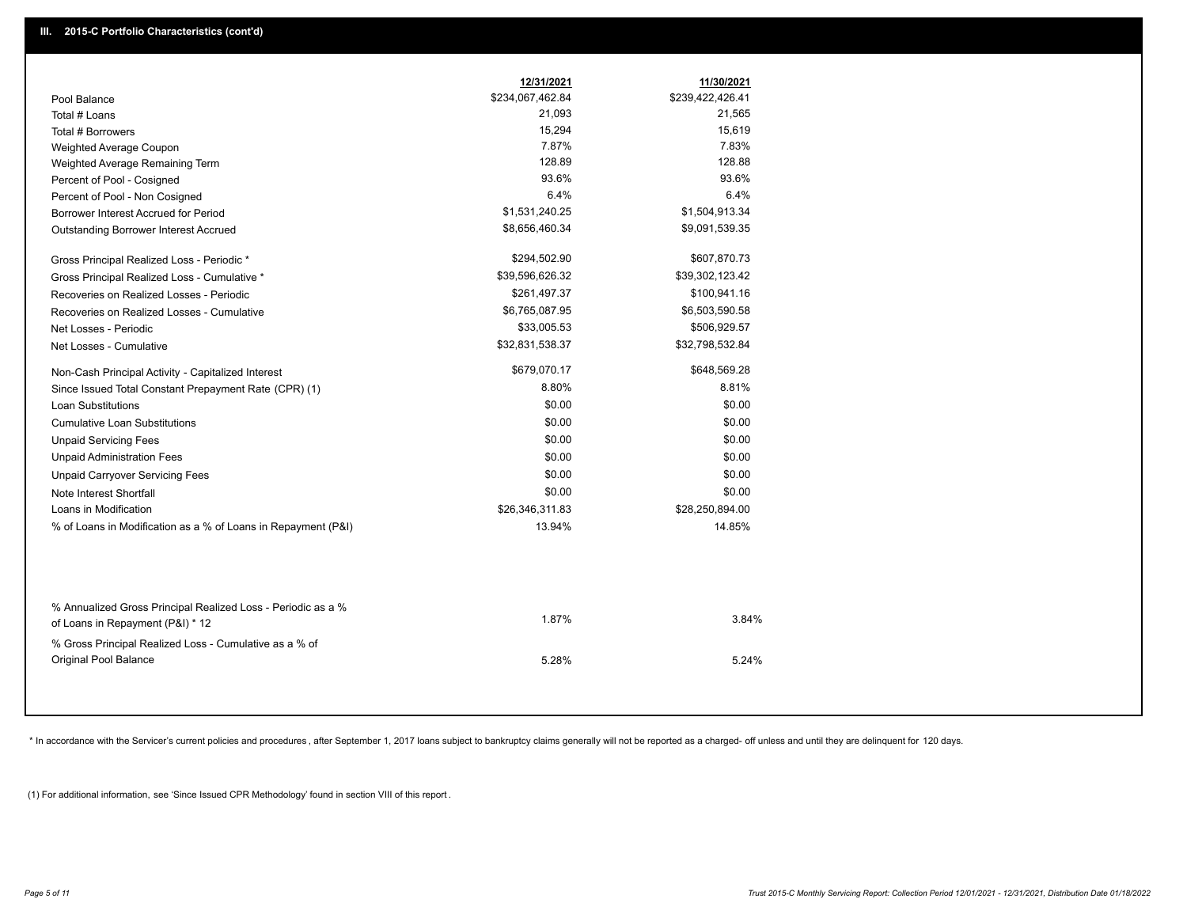## III. 2015-C Portfolio Characteristics (cont'd)

| | 12/31/2021 | 11/30/2021 |
|---|---|---|
| Pool Balance | $234,067,462.84 | $239,422,426.41 |
| Total # Loans | 21,093 | 21,565 |
| Total # Borrowers | 15,294 | 15,619 |
| Weighted Average Coupon | 7.87% | 7.83% |
| Weighted Average Remaining Term | 128.89 | 128.88 |
| Percent of Pool - Cosigned | 93.6% | 93.6% |
| Percent of Pool - Non Cosigned | 6.4% | 6.4% |
| Borrower Interest Accrued for Period | $1,531,240.25 | $1,504,913.34 |
| Outstanding Borrower Interest Accrued | $8,656,460.34 | $9,091,539.35 |
| Gross Principal Realized Loss - Periodic * | $294,502.90 | $607,870.73 |
| Gross Principal Realized Loss - Cumulative * | $39,596,626.32 | $39,302,123.42 |
| Recoveries on Realized Losses - Periodic | $261,497.37 | $100,941.16 |
| Recoveries on Realized Losses - Cumulative | $6,765,087.95 | $6,503,590.58 |
| Net Losses - Periodic | $33,005.53 | $506,929.57 |
| Net Losses - Cumulative | $32,831,538.37 | $32,798,532.84 |
| Non-Cash Principal Activity - Capitalized Interest | $679,070.17 | $648,569.28 |
| Since Issued Total Constant Prepayment Rate (CPR) (1) | 8.80% | 8.81% |
| Loan Substitutions | $0.00 | $0.00 |
| Cumulative Loan Substitutions | $0.00 | $0.00 |
| Unpaid Servicing Fees | $0.00 | $0.00 |
| Unpaid Administration Fees | $0.00 | $0.00 |
| Unpaid Carryover Servicing Fees | $0.00 | $0.00 |
| Note Interest Shortfall | $0.00 | $0.00 |
| Loans in Modification | $26,346,311.83 | $28,250,894.00 |
| % of Loans in Modification as a % of Loans in Repayment (P&I) | 13.94% | 14.85% |
| % Annualized Gross Principal Realized Loss - Periodic as a % of Loans in Repayment (P&I) * 12 | 1.87% | 3.84% |
| % Gross Principal Realized Loss - Cumulative as a % of Original Pool Balance | 5.28% | 5.24% |

* In accordance with the Servicer's current policies and procedures, after September 1, 2017 loans subject to bankruptcy claims generally will not be reported as a charged- off unless and until they are delinquent for 120 days.

(1) For additional information, see 'Since Issued CPR Methodology' found in section VIII of this report .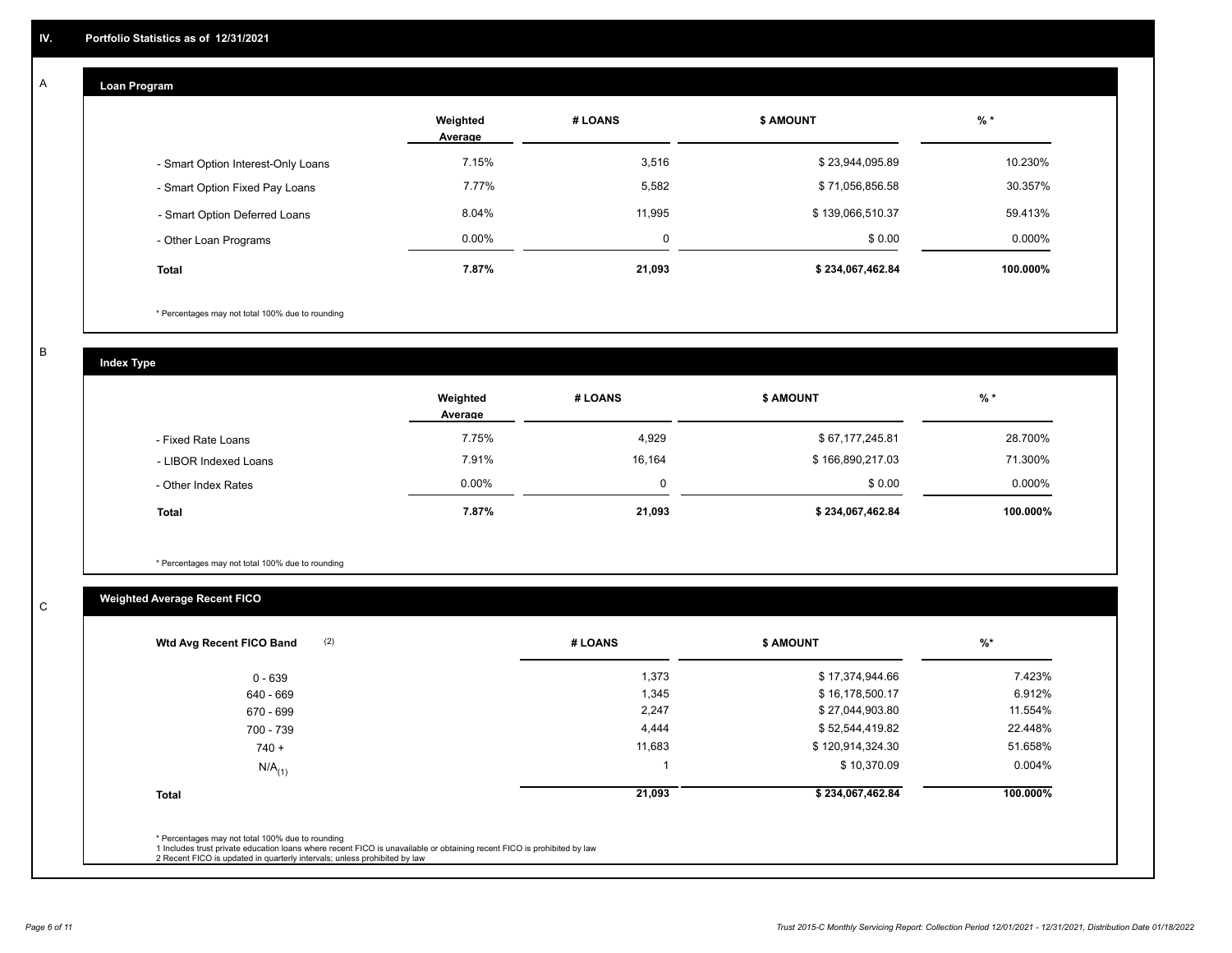## IV. Portfolio Statistics as of 12/31/2021

### A

### Loan Program

| | Weighted Average | # LOANS | $ AMOUNT | % * |
|---|---|---|---|---|
| - Smart Option Interest-Only Loans | 7.15% | 3,516 | $ 23,944,095.89 | 10.230% |
| - Smart Option Fixed Pay Loans | 7.77% | 5,582 | $ 71,056,856.58 | 30.357% |
| - Smart Option Deferred Loans | 8.04% | 11,995 | $ 139,066,510.37 | 59.413% |
| - Other Loan Programs | 0.00% | 0 | $ 0.00 | 0.000% |
| **Total** | **7.87%** | **21,093** | **$ 234,067,462.84** | **100.000%** |

* Percentages may not total 100% due to rounding

### B

### Index Type

| | Weighted Average | # LOANS | $ AMOUNT | % * |
|---|---|---|---|---|
| - Fixed Rate Loans | 7.75% | 4,929 | $ 67,177,245.81 | 28.700% |
| - LIBOR Indexed Loans | 7.91% | 16,164 | $ 166,890,217.03 | 71.300% |
| - Other Index Rates | 0.00% | 0 | $ 0.00 | 0.000% |
| **Total** | **7.87%** | **21,093** | **$ 234,067,462.84** | **100.000%** |

* Percentages may not total 100% due to rounding

### C

### Weighted Average Recent FICO

| Wtd Avg Recent FICO Band (2) | # LOANS | $ AMOUNT | %* |
|---|---|---|---|
| 0 - 639 | 1,373 | $ 17,374,944.66 | 7.423% |
| 640 - 669 | 1,345 | $ 16,178,500.17 | 6.912% |
| 670 - 699 | 2,247 | $ 27,044,903.80 | 11.554% |
| 700 - 739 | 4,444 | $ 52,544,419.82 | 22.448% |
| 740 + | 11,683 | $ 120,914,324.30 | 51.658% |
| N/A (1) | 1 | $ 10,370.09 | 0.004% |
| **Total** | **21,093** | **$ 234,067,462.84** | **100.000%** |

* Percentages may not total 100% due to rounding
1 Includes trust private education loans where recent FICO is unavailable or obtaining recent FICO is prohibited by law
2 Recent FICO is updated in quarterly intervals; unless prohibited by law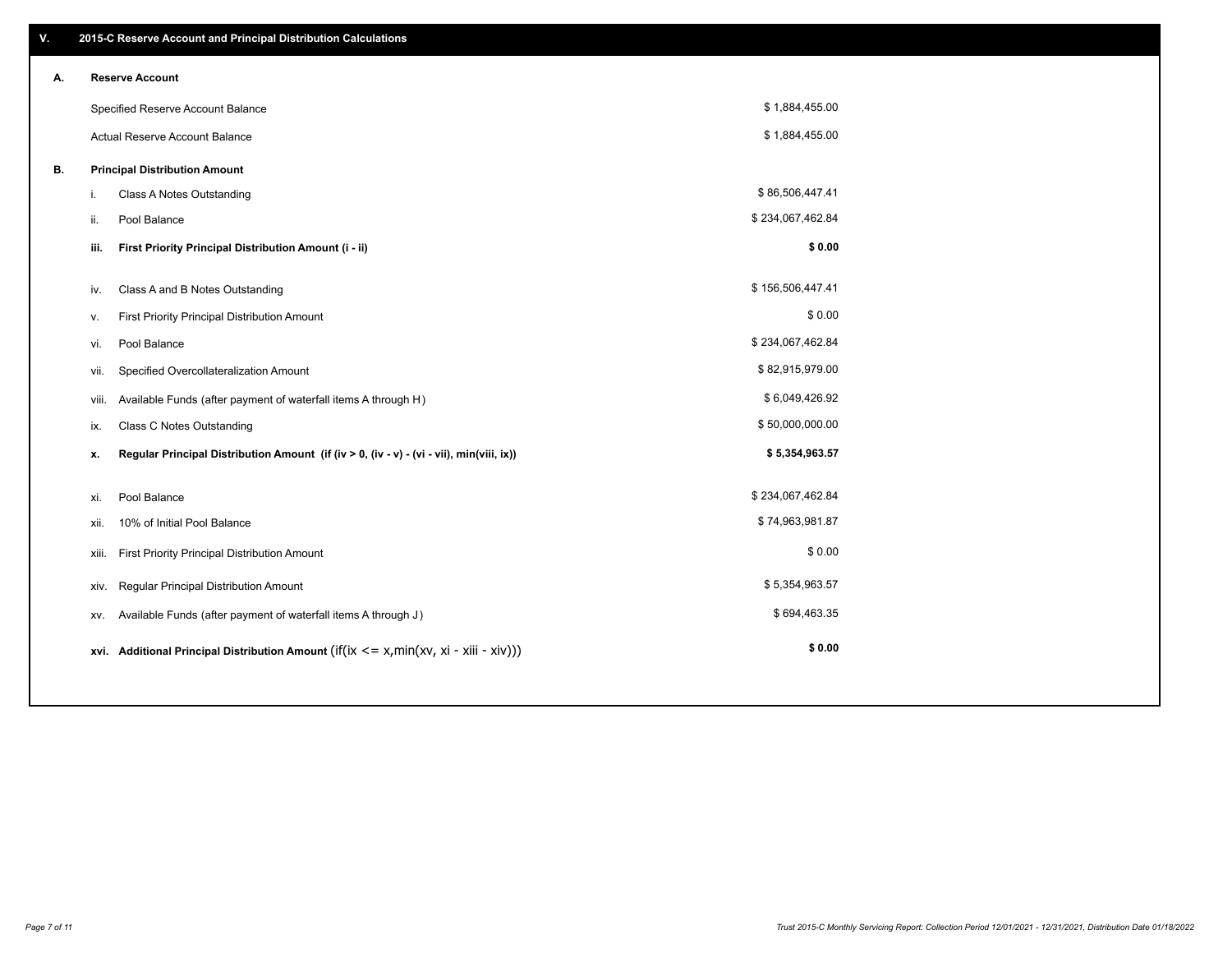## V. 2015-C Reserve Account and Principal Distribution Calculations

| | | |
|---|---|---|
| **A.** | **Reserve Account** | |
| | Specified Reserve Account Balance | $ 1,884,455.00 |
| | Actual Reserve Account Balance | $ 1,884,455.00 |
| **B.** | **Principal Distribution Amount** | |
| i. | Class A Notes Outstanding | $ 86,506,447.41 |
| ii. | Pool Balance | $ 234,067,462.84 |
| **iii.** | **First Priority Principal Distribution Amount (i - ii)** | **$ 0.00** |
| iv. | Class A and B Notes Outstanding | $ 156,506,447.41 |
| v. | First Priority Principal Distribution Amount | $ 0.00 |
| vi. | Pool Balance | $ 234,067,462.84 |
| vii. | Specified Overcollateralization Amount | $ 82,915,979.00 |
| viii. | Available Funds (after payment of waterfall items A through H) | $ 6,049,426.92 |
| ix. | Class C Notes Outstanding | $ 50,000,000.00 |
| **x.** | **Regular Principal Distribution Amount (if (iv > 0, (iv - v) - (vi - vii), min(viii, ix))** | **$ 5,354,963.57** |
| xi. | Pool Balance | $ 234,067,462.84 |
| xii. | 10% of Initial Pool Balance | $ 74,963,981.87 |
| xiii. | First Priority Principal Distribution Amount | $ 0.00 |
| xiv. | Regular Principal Distribution Amount | $ 5,354,963.57 |
| xv. | Available Funds (after payment of waterfall items A through J) | $ 694,463.35 |
| **xvi.** | **Additional Principal Distribution Amount** (if(ix <= x,min(xv, xi - xiii - xiv))) | **$ 0.00** |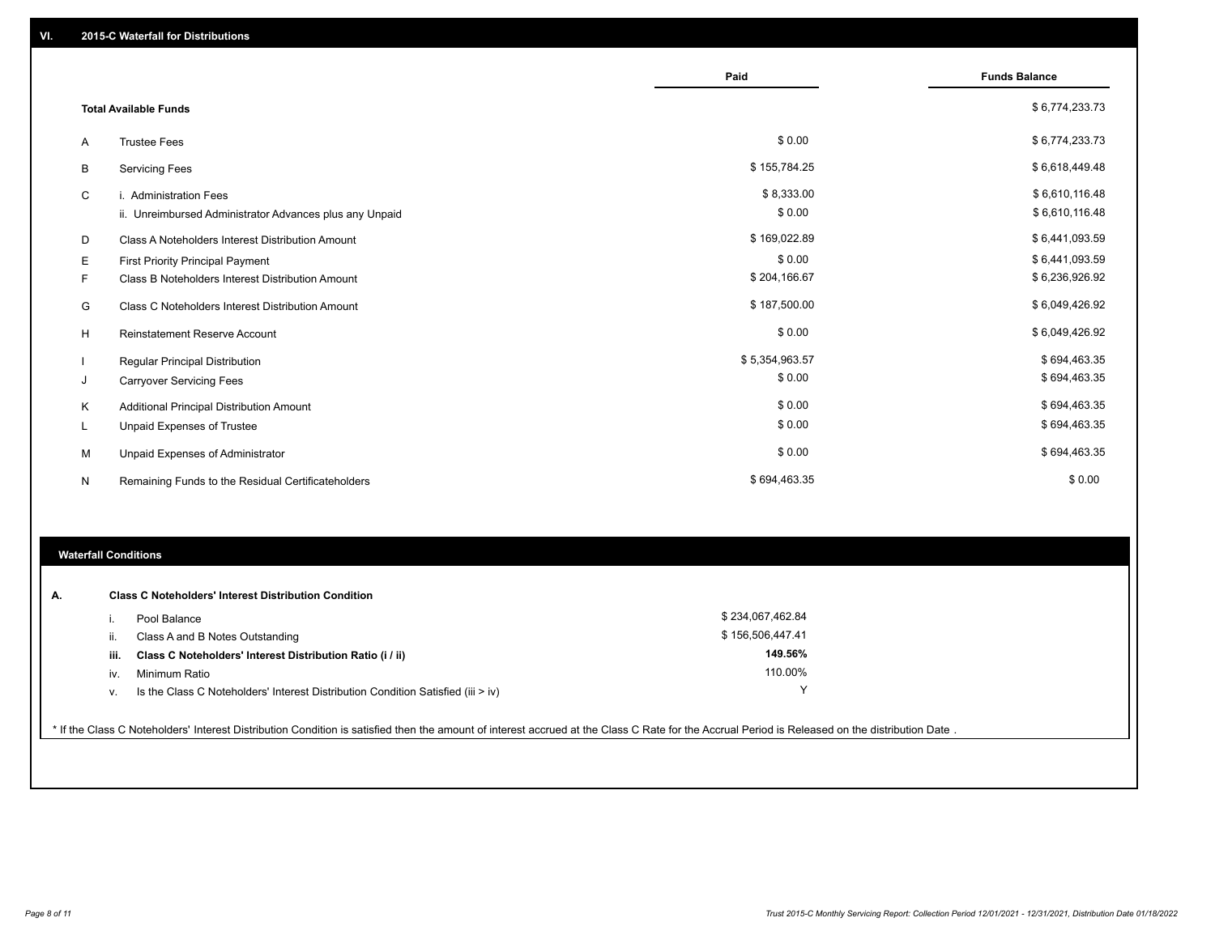## VI. 2015-C Waterfall for Distributions

| | | Paid | Funds Balance |
|---|---|---|---|
| | **Total Available Funds** | | $ 6,774,233.73 |
| A | Trustee Fees | $ 0.00 | $ 6,774,233.73 |
| B | Servicing Fees | $ 155,784.25 | $ 6,618,449.48 |
| C | i. Administration Fees | $ 8,333.00 | $ 6,610,116.48 |
| | ii. Unreimbursed Administrator Advances plus any Unpaid | $ 0.00 | $ 6,610,116.48 |
| D | Class A Noteholders Interest Distribution Amount | $ 169,022.89 | $ 6,441,093.59 |
| E | First Priority Principal Payment | $ 0.00 | $ 6,441,093.59 |
| F | Class B Noteholders Interest Distribution Amount | $ 204,166.67 | $ 6,236,926.92 |
| G | Class C Noteholders Interest Distribution Amount | $ 187,500.00 | $ 6,049,426.92 |
| H | Reinstatement Reserve Account | $ 0.00 | $ 6,049,426.92 |
| I | Regular Principal Distribution | $ 5,354,963.57 | $ 694,463.35 |
| J | Carryover Servicing Fees | $ 0.00 | $ 694,463.35 |
| K | Additional Principal Distribution Amount | $ 0.00 | $ 694,463.35 |
| L | Unpaid Expenses of Trustee | $ 0.00 | $ 694,463.35 |
| M | Unpaid Expenses of Administrator | $ 0.00 | $ 694,463.35 |
| N | Remaining Funds to the Residual Certificateholders | $ 694,463.35 | $ 0.00 |

### Waterfall Conditions

| | | |
|---|---|---|
| **A.** | **Class C Noteholders' Interest Distribution Condition** | |
| i. | Pool Balance | $ 234,067,462.84 |
| ii. | Class A and B Notes Outstanding | $ 156,506,447.41 |
| **iii.** | **Class C Noteholders' Interest Distribution Ratio (i / ii)** | **149.56%** |
| iv. | Minimum Ratio | 110.00% |
| v. | Is the Class C Noteholders' Interest Distribution Condition Satisfied (iii > iv) | Y |

* If the Class C Noteholders' Interest Distribution Condition is satisfied then the amount of interest accrued at the Class C Rate for the Accrual Period is Released on the distribution Date .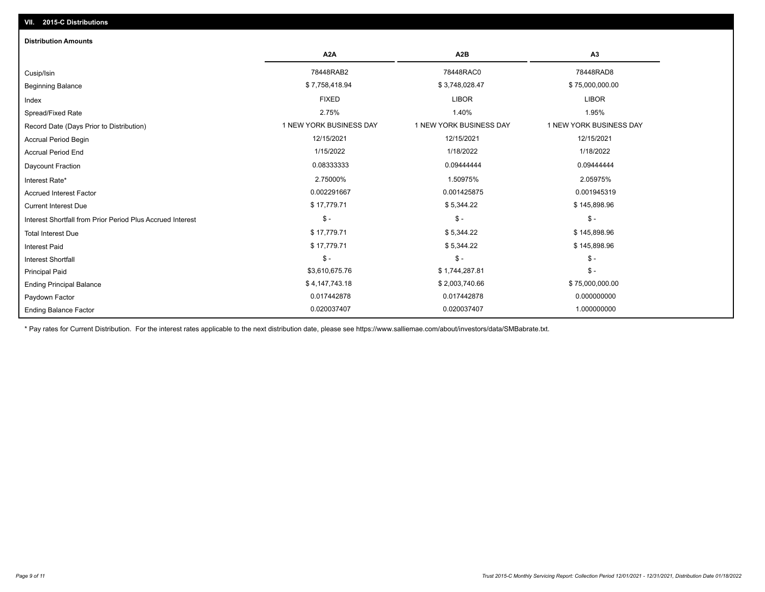## VII. 2015-C Distributions

### Distribution Amounts

| | A2A | A2B | A3 |
|---|---|---|---|
| Cusip/Isin | 78448RAB2 | 78448RAC0 | 78448RAD8 |
| Beginning Balance | $ 7,758,418.94 | $ 3,748,028.47 | $ 75,000,000.00 |
| Index | FIXED | LIBOR | LIBOR |
| Spread/Fixed Rate | 2.75% | 1.40% | 1.95% |
| Record Date (Days Prior to Distribution) | 1 NEW YORK BUSINESS DAY | 1 NEW YORK BUSINESS DAY | 1 NEW YORK BUSINESS DAY |
| Accrual Period Begin | 12/15/2021 | 12/15/2021 | 12/15/2021 |
| Accrual Period End | 1/15/2022 | 1/18/2022 | 1/18/2022 |
| Daycount Fraction | 0.08333333 | 0.09444444 | 0.09444444 |
| Interest Rate* | 2.75000% | 1.50975% | 2.05975% |
| Accrued Interest Factor | 0.002291667 | 0.001425875 | 0.001945319 |
| Current Interest Due | $ 17,779.71 | $ 5,344.22 | $ 145,898.96 |
| Interest Shortfall from Prior Period Plus Accrued Interest | $ - | $ - | $ - |
| Total Interest Due | $ 17,779.71 | $ 5,344.22 | $ 145,898.96 |
| Interest Paid | $ 17,779.71 | $ 5,344.22 | $ 145,898.96 |
| Interest Shortfall | $ - | $ - | $ - |
| Principal Paid | $3,610,675.76 | $ 1,744,287.81 | $ - |
| Ending Principal Balance | $ 4,147,743.18 | $ 2,003,740.66 | $ 75,000,000.00 |
| Paydown Factor | 0.017442878 | 0.017442878 | 0.000000000 |
| Ending Balance Factor | 0.020037407 | 0.020037407 | 1.000000000 |

\* Pay rates for Current Distribution. For the interest rates applicable to the next distribution date, please see https://www.salliemae.com/about/investors/data/SMBabrate.txt.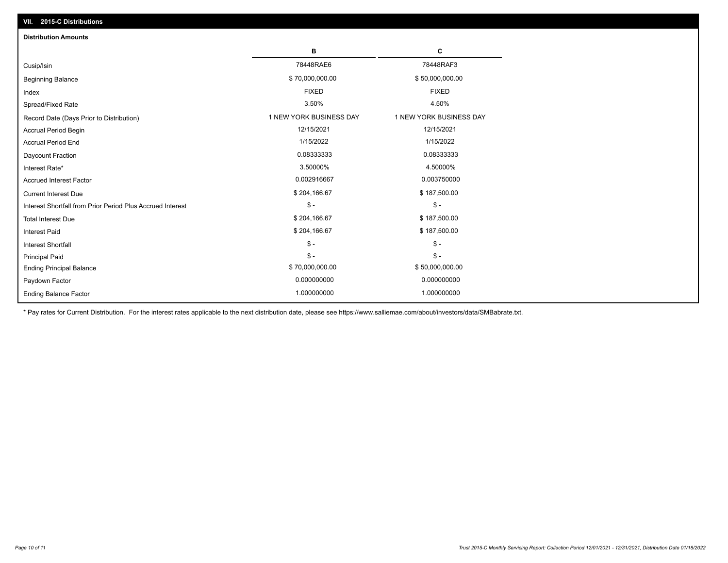## VII. 2015-C Distributions

### Distribution Amounts

| | B | C |
|---|---|---|
| Cusip/Isin | 78448RAE6 | 78448RAF3 |
| Beginning Balance | $ 70,000,000.00 | $ 50,000,000.00 |
| Index | FIXED | FIXED |
| Spread/Fixed Rate | 3.50% | 4.50% |
| Record Date (Days Prior to Distribution) | 1 NEW YORK BUSINESS DAY | 1 NEW YORK BUSINESS DAY |
| Accrual Period Begin | 12/15/2021 | 12/15/2021 |
| Accrual Period End | 1/15/2022 | 1/15/2022 |
| Daycount Fraction | 0.08333333 | 0.08333333 |
| Interest Rate* | 3.50000% | 4.50000% |
| Accrued Interest Factor | 0.002916667 | 0.003750000 |
| Current Interest Due | $ 204,166.67 | $ 187,500.00 |
| Interest Shortfall from Prior Period Plus Accrued Interest | $ - | $ - |
| Total Interest Due | $ 204,166.67 | $ 187,500.00 |
| Interest Paid | $ 204,166.67 | $ 187,500.00 |
| Interest Shortfall | $ - | $ - |
| Principal Paid | $ - | $ - |
| Ending Principal Balance | $ 70,000,000.00 | $ 50,000,000.00 |
| Paydown Factor | 0.000000000 | 0.000000000 |
| Ending Balance Factor | 1.000000000 | 1.000000000 |

* Pay rates for Current Distribution. For the interest rates applicable to the next distribution date, please see https://www.salliemae.com/about/investors/data/SMBabrate.txt.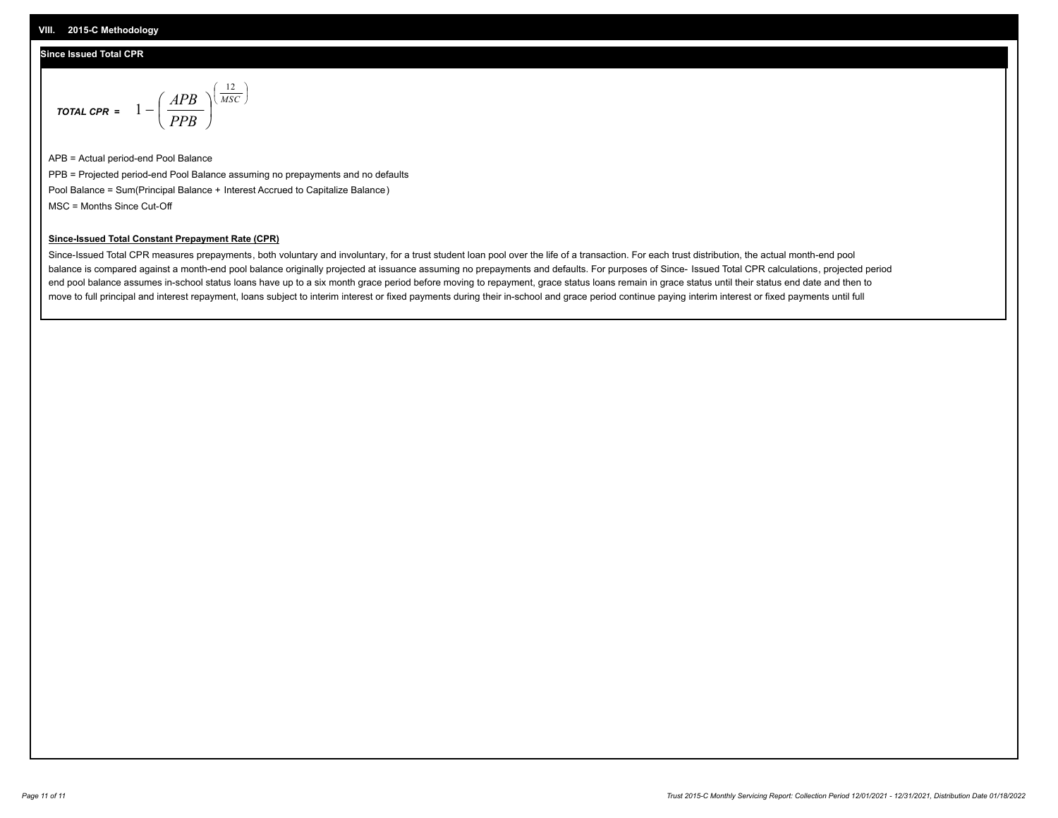## VIII. 2015-C Methodology

### Since Issued Total CPR

$$\textit{TOTAL CPR} = 1 - \left( \frac{APB}{PPB} \right)^{\left( \frac{12}{MSC} \right)}$$

APB = Actual period-end Pool Balance

PPB = Projected period-end Pool Balance assuming no prepayments and no defaults

Pool Balance = Sum(Principal Balance + Interest Accrued to Capitalize Balance)

MSC = Months Since Cut-Off

**Since-Issued Total Constant Prepayment Rate (CPR)**

Since-Issued Total CPR measures prepayments, both voluntary and involuntary, for a trust student loan pool over the life of a transaction. For each trust distribution, the actual month-end pool balance is compared against a month-end pool balance originally projected at issuance assuming no prepayments and defaults. For purposes of Since- Issued Total CPR calculations, projected period end pool balance assumes in-school status loans have up to a six month grace period before moving to repayment, grace status loans remain in grace status until their status end date and then to move to full principal and interest repayment, loans subject to interim interest or fixed payments during their in-school and grace period continue paying interim interest or fixed payments until full